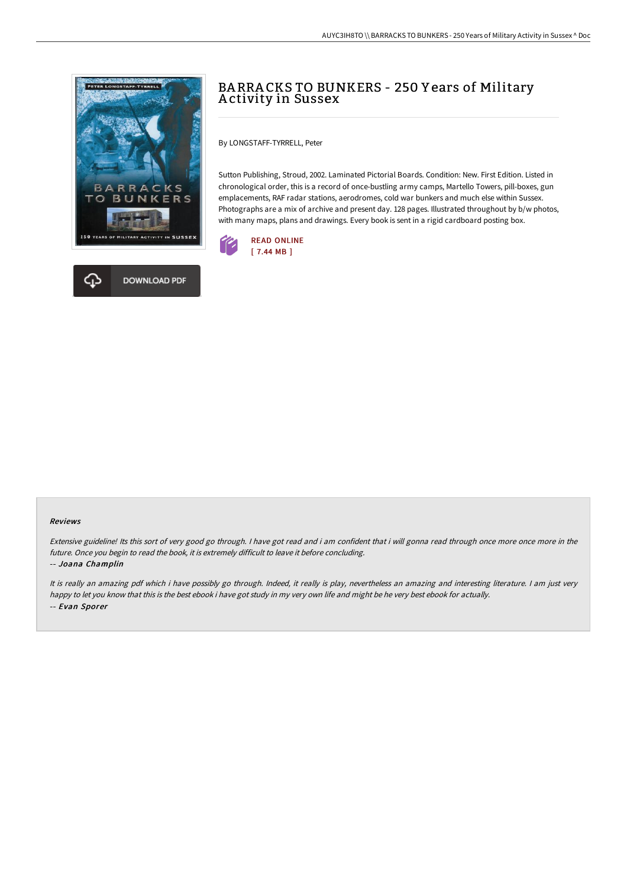# BARRACKS TO BUNKERS - 250 Years of Military Activity in Sussex

By LONGSTAFF-TYRRELL, Peter

Sutton Publishing, Stroud, 2002. Laminated Pictorial Boards. Condition: New. First Edition. Listed in chronological order, this is a record of once-bustling army camps, Martello Towers, pill-boxes, gun emplacements, RAF radar stations, aerodromes, cold war bunkers and much else within Sussex. Photographs are a mix of archive and present day. 128 pages. Illustrated throughout by b/w photos, with many maps, plans and drawings. Every book is sent in a rigid cardboard posting box.

READ ONLINE
[ 7.44 MB ]

DOWNLOAD PDF

### Reviews

*Extensive guideline! Its this sort of very good go through. I have got read and i am confident that i will gonna read through once more once more in the future. Once you begin to read the book, it is extremely difficult to leave it before concluding.*

*-- Joana Champlin*

*It is really an amazing pdf which i have possibly go through. Indeed, it really is play, nevertheless an amazing and interesting literature. I am just very happy to let you know that this is the best ebook i have got study in my very own life and might be he very best ebook for actually.*

*-- Evan Sporer*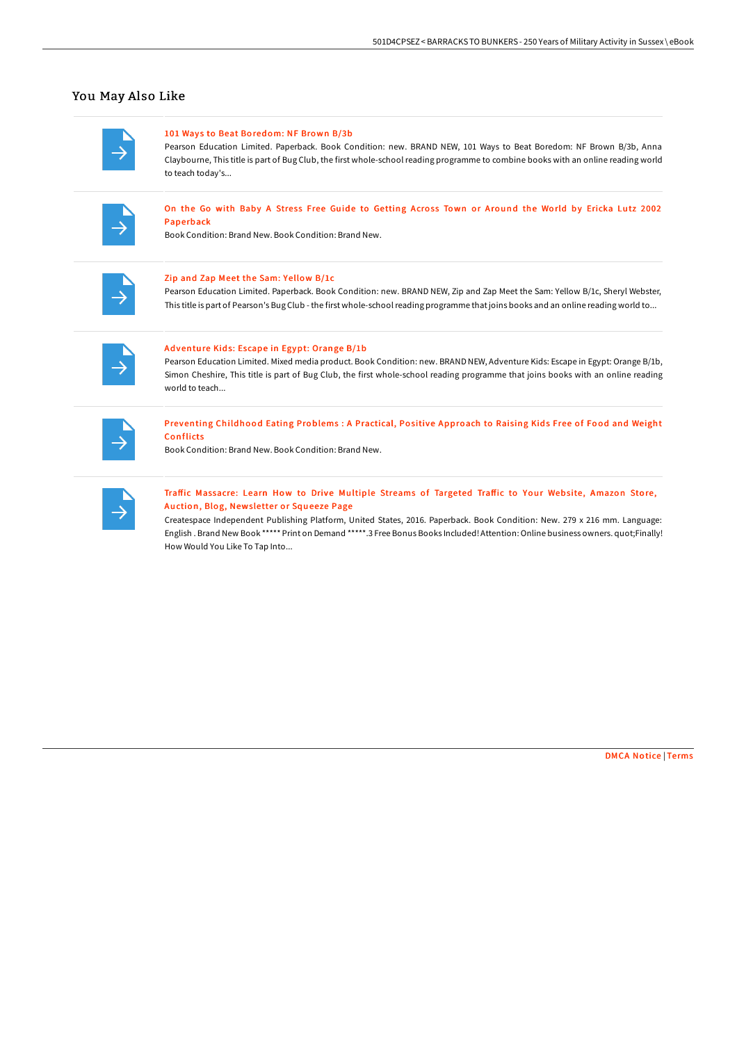## You May Also Like

### 101 Ways to Beat Boredom: NF Brown B/3b

Pearson Education Limited. Paperback. Book Condition: new. BRAND NEW, 101 Ways to Beat Boredom: NF Brown B/3b, Anna Claybourne, This title is part of Bug Club, the first whole-school reading programme to combine books with an online reading world to teach today's...

### On the Go with Baby A Stress Free Guide to Getting Across Town or Around the World by Ericka Lutz 2002 Paperback

Book Condition: Brand New. Book Condition: Brand New.

### Zip and Zap Meet the Sam: Yellow B/1c

Pearson Education Limited. Paperback. Book Condition: new. BRAND NEW, Zip and Zap Meet the Sam: Yellow B/1c, Sheryl Webster, This title is part of Pearson's Bug Club - the first whole-school reading programme that joins books and an online reading world to...

### Adventure Kids: Escape in Egypt: Orange B/1b

Pearson Education Limited. Mixed media product. Book Condition: new. BRAND NEW, Adventure Kids: Escape in Egypt: Orange B/1b, Simon Cheshire, This title is part of Bug Club, the first whole-school reading programme that joins books with an online reading world to teach...

### Preventing Childhood Eating Problems : A Practical, Positive Approach to Raising Kids Free of Food and Weight Conflicts

Book Condition: Brand New. Book Condition: Brand New.

### Traffic Massacre: Learn How to Drive Multiple Streams of Targeted Traffic to Your Website, Amazon Store, Auction, Blog, Newsletter or Squeeze Page

Createspace Independent Publishing Platform, United States, 2016. Paperback. Book Condition: New. 279 x 216 mm. Language: English . Brand New Book ***** Print on Demand *****.3 Free Bonus Books Included! Attention: Online business owners. quot;Finally! How Would You Like To Tap Into...

DMCA Notice | Terms